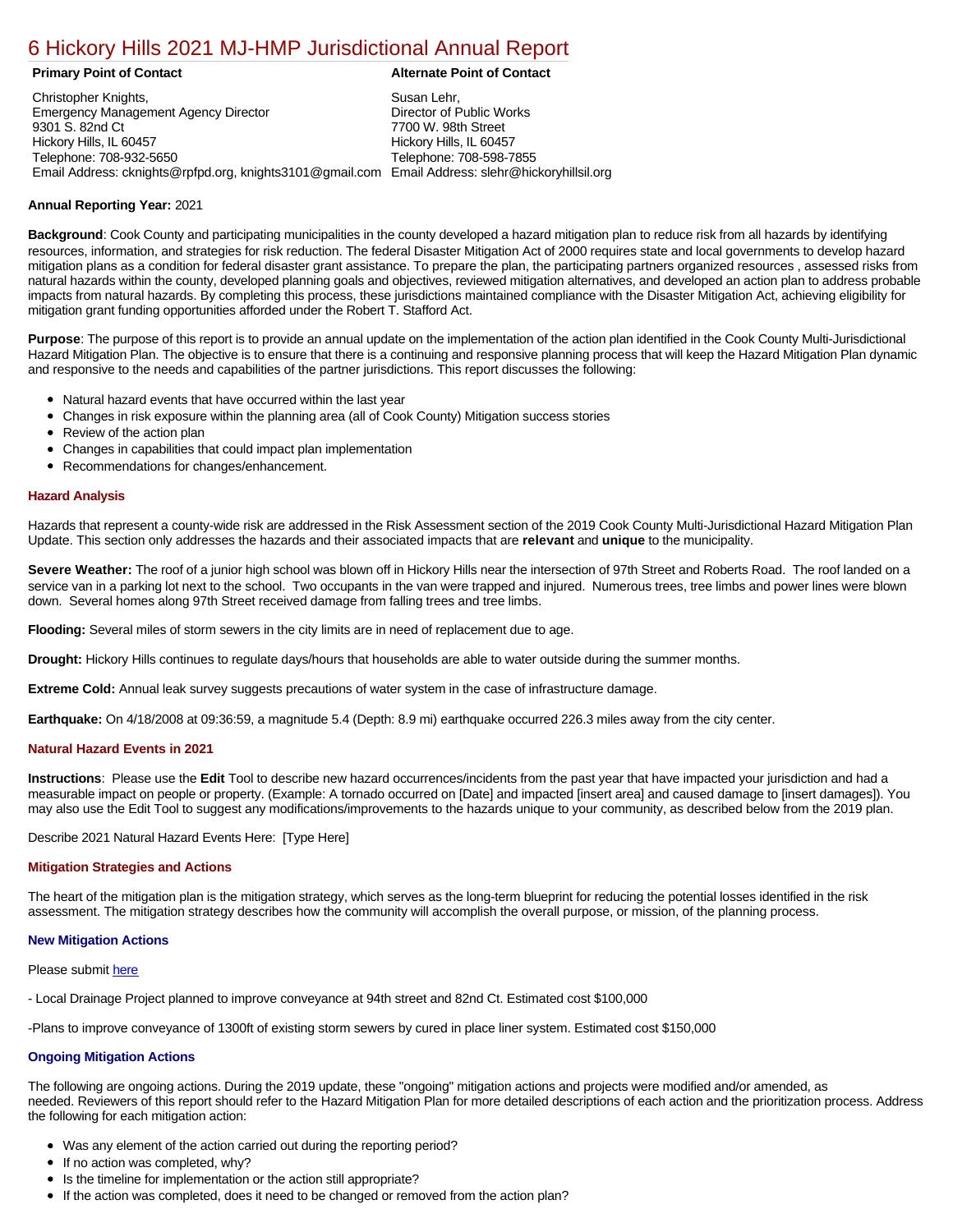# 6 Hickory Hills 2021 MJ-HMP Jurisdictional Annual Report

| Primary Point of Contact | Alternate Point of Contact |
| --- | --- |
| Christopher Knights,<br>Emergency Management Agency Director<br>9301 S. 82nd Ct<br>Hickory Hills, IL 60457<br>Telephone: 708-932-5650<br>Email Address: cknights@rpfpd.org, knights3101@gmail.com | Susan Lehr,<br>Director of Public Works<br>7700 W. 98th Street<br>Hickory Hills, IL 60457<br>Telephone: 708-598-7855<br>Email Address: slehr@hickoryhillsil.org |

**Annual Reporting Year:** 2021

**Background**: Cook County and participating municipalities in the county developed a hazard mitigation plan to reduce risk from all hazards by identifying resources, information, and strategies for risk reduction. The federal Disaster Mitigation Act of 2000 requires state and local governments to develop hazard mitigation plans as a condition for federal disaster grant assistance. To prepare the plan, the participating partners organized resources , assessed risks from natural hazards within the county, developed planning goals and objectives, reviewed mitigation alternatives, and developed an action plan to address probable impacts from natural hazards. By completing this process, these jurisdictions maintained compliance with the Disaster Mitigation Act, achieving eligibility for mitigation grant funding opportunities afforded under the Robert T. Stafford Act.

**Purpose**: The purpose of this report is to provide an annual update on the implementation of the action plan identified in the Cook County Multi-Jurisdictional Hazard Mitigation Plan. The objective is to ensure that there is a continuing and responsive planning process that will keep the Hazard Mitigation Plan dynamic and responsive to the needs and capabilities of the partner jurisdictions. This report discusses the following:

- Natural hazard events that have occurred within the last year
- Changes in risk exposure within the planning area (all of Cook County) Mitigation success stories
- Review of the action plan
- Changes in capabilities that could impact plan implementation
- Recommendations for changes/enhancement.

## Hazard Analysis

Hazards that represent a county-wide risk are addressed in the Risk Assessment section of the 2019 Cook County Multi-Jurisdictional Hazard Mitigation Plan Update. This section only addresses the hazards and their associated impacts that are **relevant** and **unique** to the municipality.

**Severe Weather:** The roof of a junior high school was blown off in Hickory Hills near the intersection of 97th Street and Roberts Road. The roof landed on a service van in a parking lot next to the school. Two occupants in the van were trapped and injured. Numerous trees, tree limbs and power lines were blown down. Several homes along 97th Street received damage from falling trees and tree limbs.

**Flooding:** Several miles of storm sewers in the city limits are in need of replacement due to age.

**Drought:** Hickory Hills continues to regulate days/hours that households are able to water outside during the summer months.

**Extreme Cold:** Annual leak survey suggests precautions of water system in the case of infrastructure damage.

**Earthquake:** On 4/18/2008 at 09:36:59, a magnitude 5.4 (Depth: 8.9 mi) earthquake occurred 226.3 miles away from the city center.

## Natural Hazard Events in 2021

**Instructions**: Please use the **Edit** Tool to describe new hazard occurrences/incidents from the past year that have impacted your jurisdiction and had a measurable impact on people or property. (Example: A tornado occurred on [Date] and impacted [insert area] and caused damage to [insert damages]). You may also use the Edit Tool to suggest any modifications/improvements to the hazards unique to your community, as described below from the 2019 plan.

Describe 2021 Natural Hazard Events Here: [Type Here]

## Mitigation Strategies and Actions

The heart of the mitigation plan is the mitigation strategy, which serves as the long-term blueprint for reducing the potential losses identified in the risk assessment. The mitigation strategy describes how the community will accomplish the overall purpose, or mission, of the planning process.

### New Mitigation Actions

Please submit here

- Local Drainage Project planned to improve conveyance at 94th street and 82nd Ct. Estimated cost $100,000

-Plans to improve conveyance of 1300ft of existing storm sewers by cured in place liner system. Estimated cost $150,000

### Ongoing Mitigation Actions

The following are ongoing actions. During the 2019 update, these "ongoing" mitigation actions and projects were modified and/or amended, as needed. Reviewers of this report should refer to the Hazard Mitigation Plan for more detailed descriptions of each action and the prioritization process. Address the following for each mitigation action:

- Was any element of the action carried out during the reporting period?
- If no action was completed, why?
- Is the timeline for implementation or the action still appropriate?
- If the action was completed, does it need to be changed or removed from the action plan?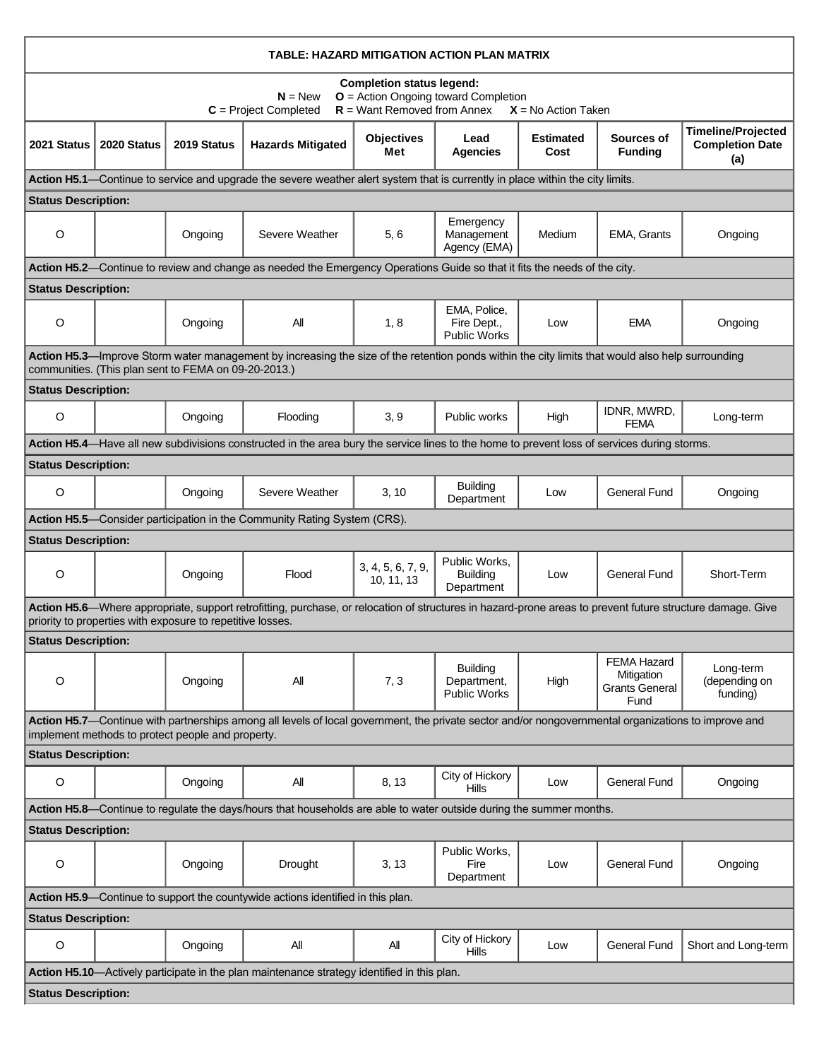| TABLE: HAZARD MITIGATION ACTION PLAN MATRIX | | | | | | | | |
|---|---|---|---|---|---|---|---|---|
| **Completion status legend:** **N** = New **O** = Action Ongoing toward Completion **C** = Project Completed **R** = Want Removed from Annex **X** = No Action Taken | | | | | | | | |
| **2021 Status** | **2020 Status** | **2019 Status** | **Hazards Mitigated** | **Objectives Met** | **Lead Agencies** | **Estimated Cost** | **Sources of Funding** | **Timeline/Projected Completion Date (a)** |
| **Action H5.1**—Continue to service and upgrade the severe weather alert system that is currently in place within the city limits. | | | | | | | | |
| **Status Description:** | | | | | | | | |
| O | | Ongoing | Severe Weather | 5, 6 | Emergency Management Agency (EMA) | Medium | EMA, Grants | Ongoing |
| **Action H5.2**—Continue to review and change as needed the Emergency Operations Guide so that it fits the needs of the city. | | | | | | | | |
| **Status Description:** | | | | | | | | |
| O | | Ongoing | All | 1, 8 | EMA, Police, Fire Dept., Public Works | Low | EMA | Ongoing |
| **Action H5.3**—Improve Storm water management by increasing the size of the retention ponds within the city limits that would also help surrounding communities. (This plan sent to FEMA on 09-20-2013.) | | | | | | | | |
| **Status Description:** | | | | | | | | |
| O | | Ongoing | Flooding | 3, 9 | Public works | High | IDNR, MWRD, FEMA | Long-term |
| **Action H5.4**—Have all new subdivisions constructed in the area bury the service lines to the home to prevent loss of services during storms. | | | | | | | | |
| **Status Description:** | | | | | | | | |
| O | | Ongoing | Severe Weather | 3, 10 | Building Department | Low | General Fund | Ongoing |
| **Action H5.5**—Consider participation in the Community Rating System (CRS). | | | | | | | | |
| **Status Description:** | | | | | | | | |
| O | | Ongoing | Flood | 3, 4, 5, 6, 7, 9, 10, 11, 13 | Public Works, Building Department | Low | General Fund | Short-Term |
| **Action H5.6**—Where appropriate, support retrofitting, purchase, or relocation of structures in hazard-prone areas to prevent future structure damage. Give priority to properties with exposure to repetitive losses. | | | | | | | | |
| **Status Description:** | | | | | | | | |
| O | | Ongoing | All | 7, 3 | Building Department, Public Works | High | FEMA Hazard Mitigation Grants General Fund | Long-term (depending on funding) |
| **Action H5.7**—Continue with partnerships among all levels of local government, the private sector and/or nongovernmental organizations to improve and implement methods to protect people and property. | | | | | | | | |
| **Status Description:** | | | | | | | | |
| O | | Ongoing | All | 8, 13 | City of Hickory Hills | Low | General Fund | Ongoing |
| **Action H5.8**—Continue to regulate the days/hours that households are able to water outside during the summer months. | | | | | | | | |
| **Status Description:** | | | | | | | | |
| O | | Ongoing | Drought | 3, 13 | Public Works, Fire Department | Low | General Fund | Ongoing |
| **Action H5.9**—Continue to support the countywide actions identified in this plan. | | | | | | | | |
| **Status Description:** | | | | | | | | |
| O | | Ongoing | All | All | City of Hickory Hills | Low | General Fund | Short and Long-term |
| **Action H5.10**—Actively participate in the plan maintenance strategy identified in this plan. | | | | | | | | |
| **Status Description:** | | | | | | | | |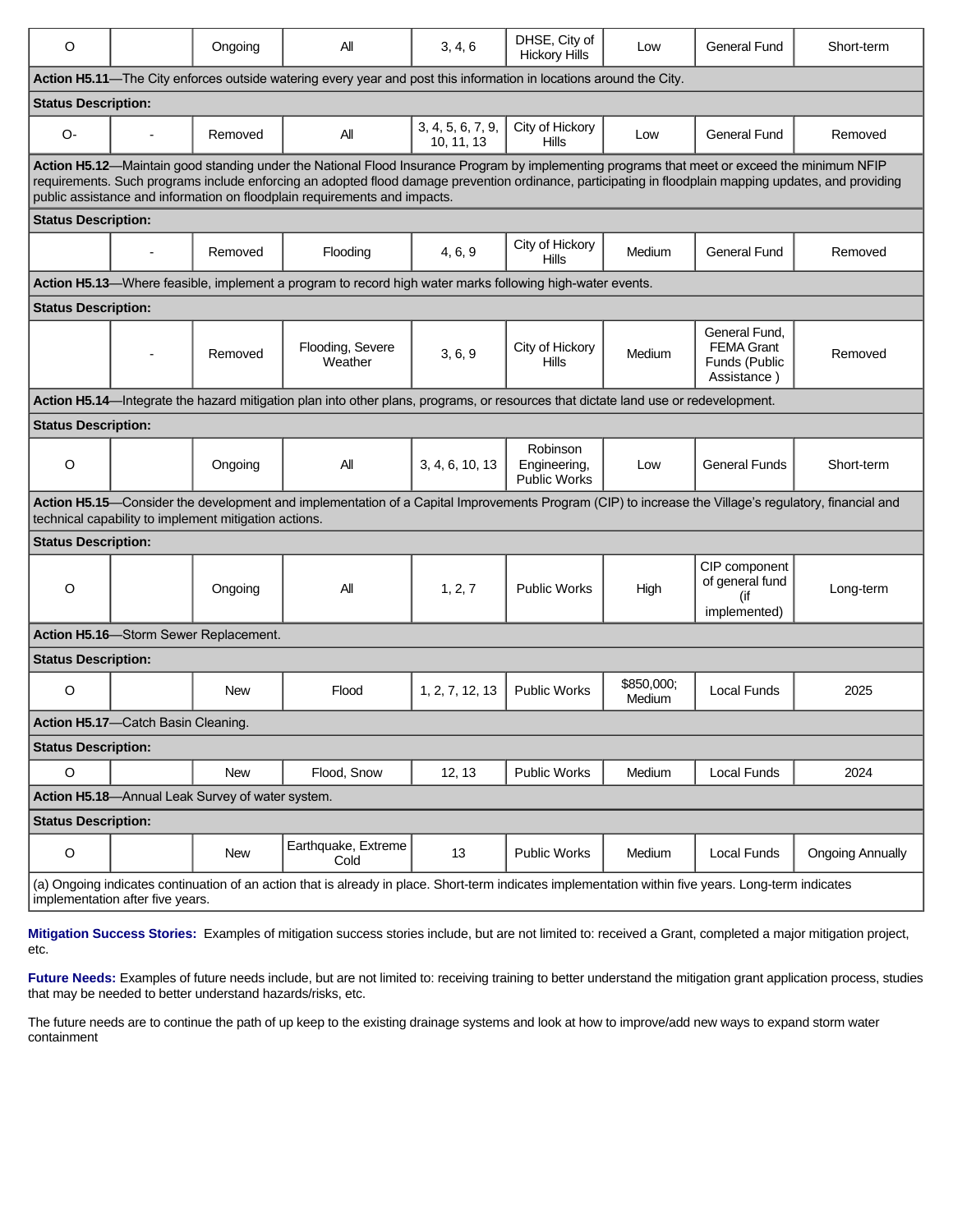| | | | | | | | | |
|---|---|---|---|---|---|---|---|---|
| O | | Ongoing | All | 3, 4, 6 | DHSE, City of Hickory Hills | Low | General Fund | Short-term |
| **Action H5.11**—The City enforces outside watering every year and post this information in locations around the City. | | | | | | | | |
| **Status Description:** | | | | | | | | |
| O- | - | Removed | All | 3, 4, 5, 6, 7, 9, 10, 11, 13 | City of Hickory Hills | Low | General Fund | Removed |
| **Action H5.12**—Maintain good standing under the National Flood Insurance Program by implementing programs that meet or exceed the minimum NFIP requirements. Such programs include enforcing an adopted flood damage prevention ordinance, participating in floodplain mapping updates, and providing public assistance and information on floodplain requirements and impacts. | | | | | | | | |
| **Status Description:** | | | | | | | | |
| | - | Removed | Flooding | 4, 6, 9 | City of Hickory Hills | Medium | General Fund | Removed |
| **Action H5.13**—Where feasible, implement a program to record high water marks following high-water events. | | | | | | | | |
| **Status Description:** | | | | | | | | |
| | - | Removed | Flooding, Severe Weather | 3, 6, 9 | City of Hickory Hills | Medium | General Fund, FEMA Grant Funds (Public Assistance ) | Removed |
| **Action H5.14**—Integrate the hazard mitigation plan into other plans, programs, or resources that dictate land use or redevelopment. | | | | | | | | |
| **Status Description:** | | | | | | | | |
| O | | Ongoing | All | 3, 4, 6, 10, 13 | Robinson Engineering, Public Works | Low | General Funds | Short-term |
| **Action H5.15**—Consider the development and implementation of a Capital Improvements Program (CIP) to increase the Village's regulatory, financial and technical capability to implement mitigation actions. | | | | | | | | |
| **Status Description:** | | | | | | | | |
| O | | Ongoing | All | 1, 2, 7 | Public Works | High | CIP component of general fund (if implemented) | Long-term |
| **Action H5.16**—Storm Sewer Replacement. | | | | | | | | |
| **Status Description:** | | | | | | | | |
| O | | New | Flood | 1, 2, 7, 12, 13 | Public Works | $850,000; Medium | Local Funds | 2025 |
| **Action H5.17**—Catch Basin Cleaning. | | | | | | | | |
| **Status Description:** | | | | | | | | |
| O | | New | Flood, Snow | 12, 13 | Public Works | Medium | Local Funds | 2024 |
| **Action H5.18**—Annual Leak Survey of water system. | | | | | | | | |
| **Status Description:** | | | | | | | | |
| O | | New | Earthquake, Extreme Cold | 13 | Public Works | Medium | Local Funds | Ongoing Annually |
| (a) Ongoing indicates continuation of an action that is already in place. Short-term indicates implementation within five years. Long-term indicates implementation after five years. | | | | | | | | |

**Mitigation Success Stories:** Examples of mitigation success stories include, but are not limited to: received a Grant, completed a major mitigation project, etc.

**Future Needs:** Examples of future needs include, but are not limited to: receiving training to better understand the mitigation grant application process, studies that may be needed to better understand hazards/risks, etc.

The future needs are to continue the path of up keep to the existing drainage systems and look at how to improve/add new ways to expand storm water containment